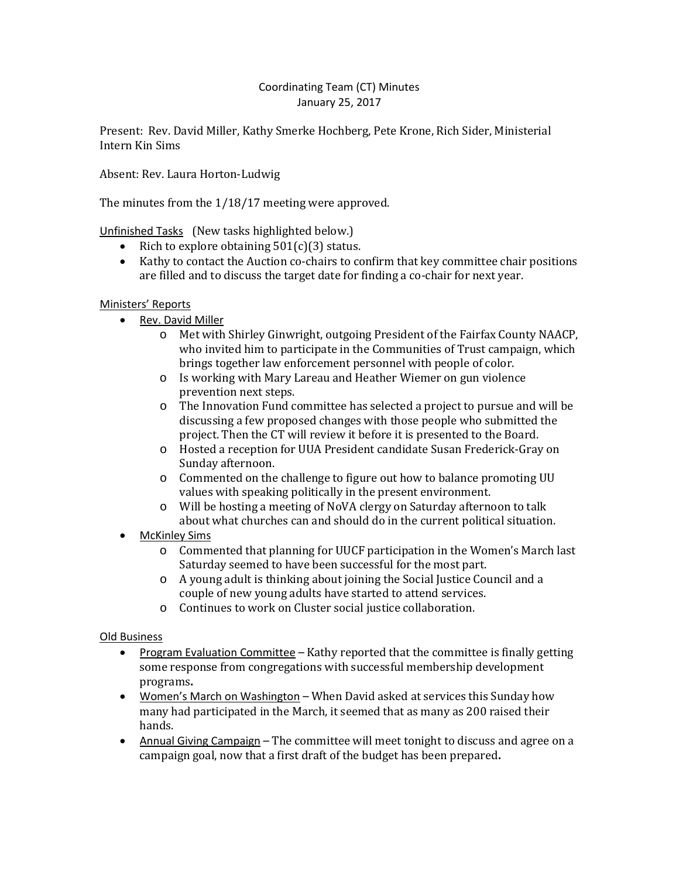# Coordinating Team (CT) Minutes
January 25, 2017

Present: Rev. David Miller, Kathy Smerke Hochberg, Pete Krone, Rich Sider, Ministerial Intern Kin Sims

Absent: Rev. Laura Horton-Ludwig

The minutes from the 1/18/17 meeting were approved.

<u>Unfinished Tasks</u> (New tasks highlighted below.)

- Rich to explore obtaining 501(c)(3) status.
- Kathy to contact the Auction co-chairs to confirm that key committee chair positions are filled and to discuss the target date for finding a co-chair for next year.

<u>Ministers' Reports</u>

- <u>Rev. David Miller</u>
    - Met with Shirley Ginwright, outgoing President of the Fairfax County NAACP, who invited him to participate in the Communities of Trust campaign, which brings together law enforcement personnel with people of color.
    - Is working with Mary Lareau and Heather Wiemer on gun violence prevention next steps.
    - The Innovation Fund committee has selected a project to pursue and will be discussing a few proposed changes with those people who submitted the project. Then the CT will review it before it is presented to the Board.
    - Hosted a reception for UUA President candidate Susan Frederick-Gray on Sunday afternoon.
    - Commented on the challenge to figure out how to balance promoting UU values with speaking politically in the present environment.
    - Will be hosting a meeting of NoVA clergy on Saturday afternoon to talk about what churches can and should do in the current political situation.
- <u>McKinley Sims</u>
    - Commented that planning for UUCF participation in the Women's March last Saturday seemed to have been successful for the most part.
    - A young adult is thinking about joining the Social Justice Council and a couple of new young adults have started to attend services.
    - Continues to work on Cluster social justice collaboration.

<u>Old Business</u>

- <u>Program Evaluation Committee</u> – Kathy reported that the committee is finally getting some response from congregations with successful membership development programs**.**
- <u>Women's March on Washington</u> – When David asked at services this Sunday how many had participated in the March, it seemed that as many as 200 raised their hands.
- <u>Annual Giving Campaign</u> – The committee will meet tonight to discuss and agree on a campaign goal, now that a first draft of the budget has been prepared**.**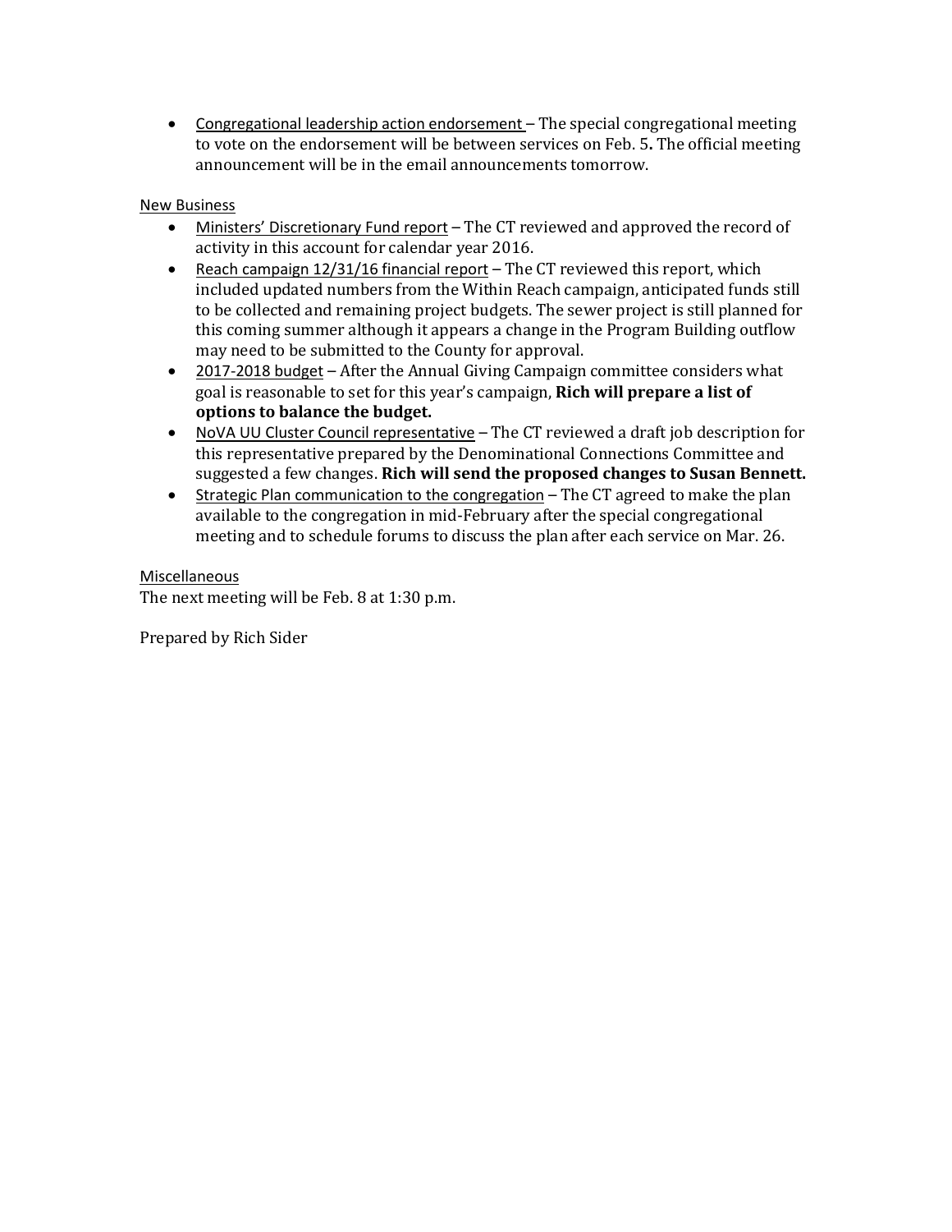- Congregational leadership action endorsement – The special congregational meeting to vote on the endorsement will be between services on Feb. 5. The official meeting announcement will be in the email announcements tomorrow.

New Business

- Ministers' Discretionary Fund report – The CT reviewed and approved the record of activity in this account for calendar year 2016.
- Reach campaign 12/31/16 financial report – The CT reviewed this report, which included updated numbers from the Within Reach campaign, anticipated funds still to be collected and remaining project budgets. The sewer project is still planned for this coming summer although it appears a change in the Program Building outflow may need to be submitted to the County for approval.
- 2017-2018 budget – After the Annual Giving Campaign committee considers what goal is reasonable to set for this year's campaign, **Rich will prepare a list of options to balance the budget.**
- NoVA UU Cluster Council representative – The CT reviewed a draft job description for this representative prepared by the Denominational Connections Committee and suggested a few changes. **Rich will send the proposed changes to Susan Bennett.**
- Strategic Plan communication to the congregation – The CT agreed to make the plan available to the congregation in mid-February after the special congregational meeting and to schedule forums to discuss the plan after each service on Mar. 26.

Miscellaneous

The next meeting will be Feb. 8 at 1:30 p.m.

Prepared by Rich Sider